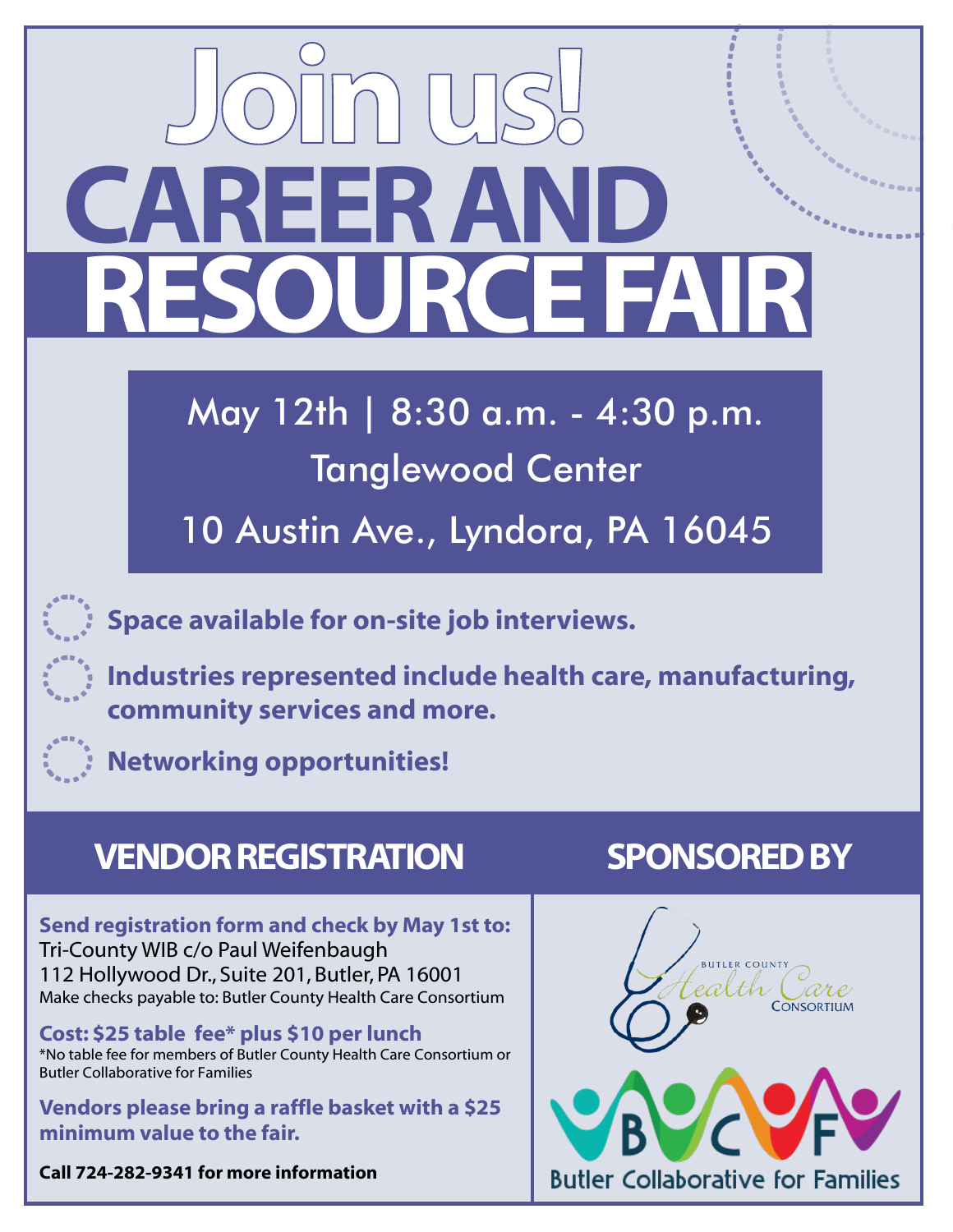# Join us!

# CAREER AND RESOURCE FAIR

May 12th | 8:30 a.m. - 4:30 p.m.

Tanglewood Center

10 Austin Ave., Lyndora, PA 16045

- **Space available for on-site job interviews.**
- **Industries represented include health care, manufacturing, community services and more.**
- **Networking opportunities!**

## VENDOR REGISTRATION

**Send registration form and check by May 1st to:**
Tri-County WIB c/o Paul Weifenbaugh
112 Hollywood Dr., Suite 201, Butler, PA 16001
Make checks payable to: Butler County Health Care Consortium

**Cost: $25 table fee* plus $10 per lunch**
*No table fee for members of Butler County Health Care Consortium or Butler Collaborative for Families

**Vendors please bring a raffle basket with a $25 minimum value to the fair.**

**Call 724-282-9341 for more information**

## SPONSORED BY

Butler County Health Care Consortium

BCF Butler Collaborative for Families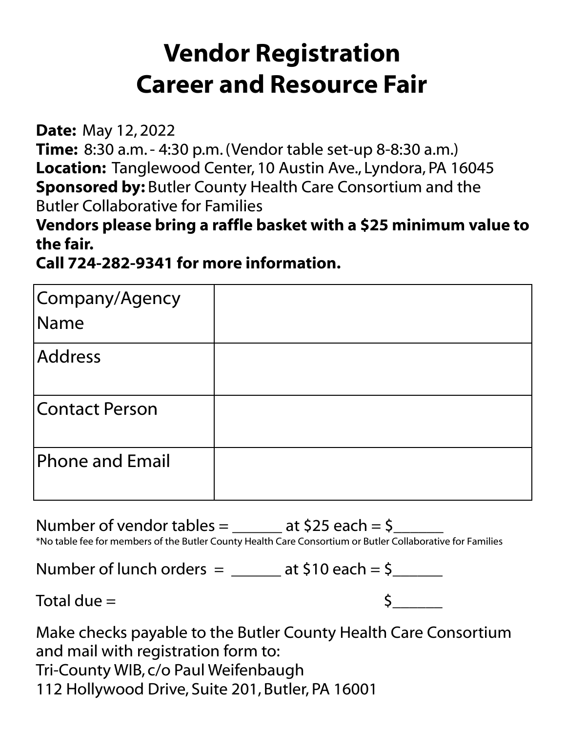# Vendor Registration
# Career and Resource Fair

**Date:** May 12, 2022
**Time:** 8:30 a.m. - 4:30 p.m. (Vendor table set-up 8-8:30 a.m.)
**Location:** Tanglewood Center, 10 Austin Ave., Lyndora, PA 16045
**Sponsored by:** Butler County Health Care Consortium and the Butler Collaborative for Families
**Vendors please bring a raffle basket with a $25 minimum value to the fair.**
**Call 724-282-9341 for more information.**

| | |
|---|---|
| Company/Agency Name | |
| Address | |
| Contact Person | |
| Phone and Email | |

Number of vendor tables = ______ at $25 each = $______
*No table fee for members of the Butler County Health Care Consortium or Butler Collaborative for Families

Number of lunch orders = ______ at $10 each = $______

Total due = $______

Make checks payable to the Butler County Health Care Consortium and mail with registration form to:
Tri-County WIB, c/o Paul Weifenbaugh
112 Hollywood Drive, Suite 201, Butler, PA 16001